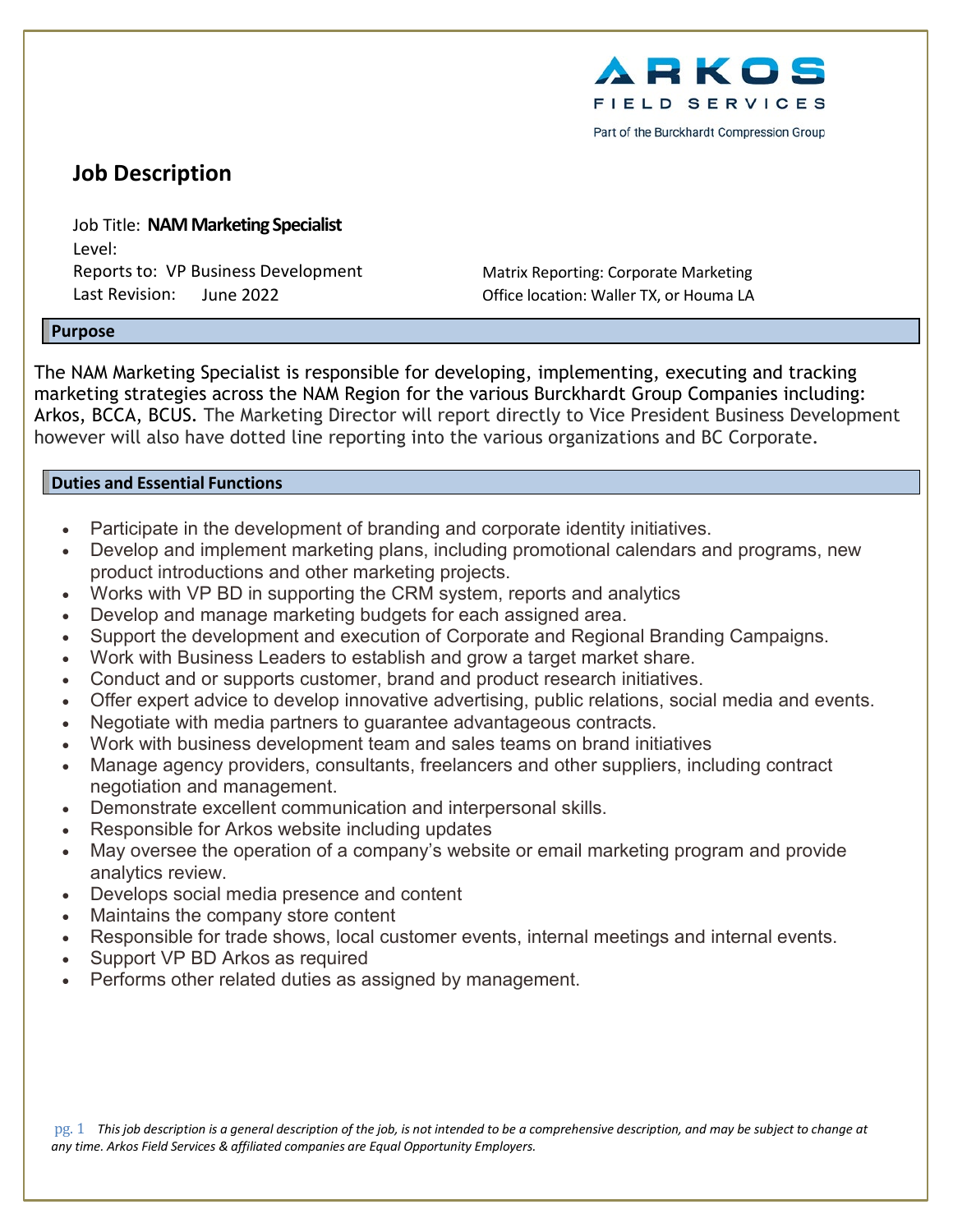ARKOS
FIELD SERVICES
Part of the Burckhardt Compression Group

# Job Description

Job Title: **NAM Marketing Specialist**
Level:
Reports to: VP Business Development
Last Revision: June 2022

Matrix Reporting: Corporate Marketing
Office location: Waller TX, or Houma LA

## Purpose

The NAM Marketing Specialist is responsible for developing, implementing, executing and tracking marketing strategies across the NAM Region for the various Burckhardt Group Companies including: Arkos, BCCA, BCUS. The Marketing Director will report directly to Vice President Business Development however will also have dotted line reporting into the various organizations and BC Corporate.

## Duties and Essential Functions

- Participate in the development of branding and corporate identity initiatives.
- Develop and implement marketing plans, including promotional calendars and programs, new product introductions and other marketing projects.
- Works with VP BD in supporting the CRM system, reports and analytics
- Develop and manage marketing budgets for each assigned area.
- Support the development and execution of Corporate and Regional Branding Campaigns.
- Work with Business Leaders to establish and grow a target market share.
- Conduct and or supports customer, brand and product research initiatives.
- Offer expert advice to develop innovative advertising, public relations, social media and events.
- Negotiate with media partners to guarantee advantageous contracts.
- Work with business development team and sales teams on brand initiatives
- Manage agency providers, consultants, freelancers and other suppliers, including contract negotiation and management.
- Demonstrate excellent communication and interpersonal skills.
- Responsible for Arkos website including updates
- May oversee the operation of a company's website or email marketing program and provide analytics review.
- Develops social media presence and content
- Maintains the company store content
- Responsible for trade shows, local customer events, internal meetings and internal events.
- Support VP BD Arkos as required
- Performs other related duties as assigned by management.

*This job description is a general description of the job, is not intended to be a comprehensive description, and may be subject to change at any time. Arkos Field Services & affiliated companies are Equal Opportunity Employers.*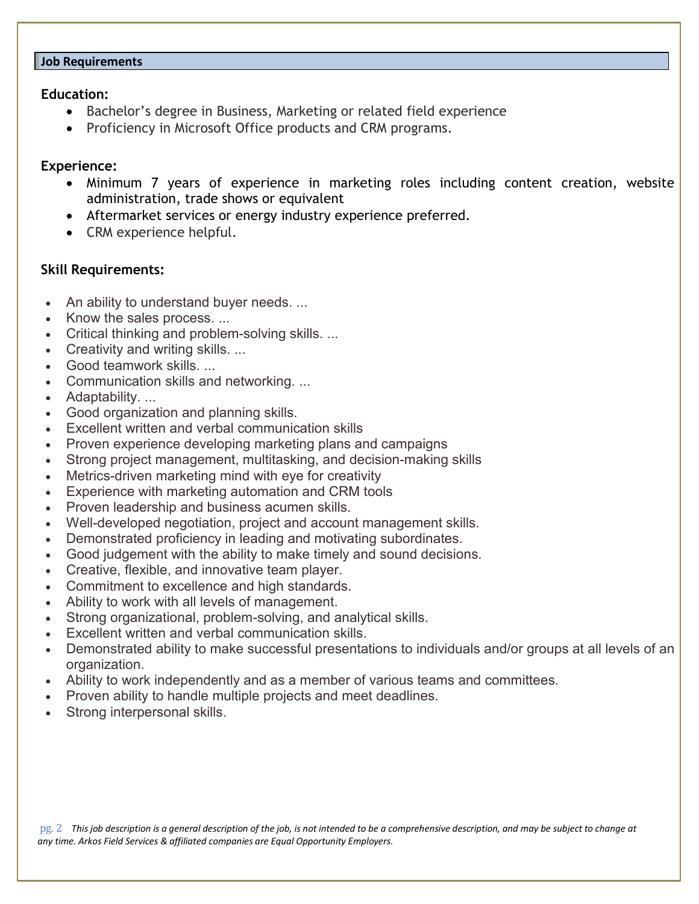## Job Requirements

### Education:

- Bachelor's degree in Business, Marketing or related field experience
- Proficiency in Microsoft Office products and CRM programs.

### Experience:

- Minimum 7 years of experience in marketing roles including content creation, website administration, trade shows or equivalent
- Aftermarket services or energy industry experience preferred.
- CRM experience helpful.

### Skill Requirements:

- An ability to understand buyer needs. ...
- Know the sales process. ...
- Critical thinking and problem-solving skills. ...
- Creativity and writing skills. ...
- Good teamwork skills. ...
- Communication skills and networking. ...
- Adaptability. ...
- Good organization and planning skills.
- Excellent written and verbal communication skills
- Proven experience developing marketing plans and campaigns
- Strong project management, multitasking, and decision-making skills
- Metrics-driven marketing mind with eye for creativity
- Experience with marketing automation and CRM tools
- Proven leadership and business acumen skills.
- Well-developed negotiation, project and account management skills.
- Demonstrated proficiency in leading and motivating subordinates.
- Good judgement with the ability to make timely and sound decisions.
- Creative, flexible, and innovative team player.
- Commitment to excellence and high standards.
- Ability to work with all levels of management.
- Strong organizational, problem-solving, and analytical skills.
- Excellent written and verbal communication skills.
- Demonstrated ability to make successful presentations to individuals and/or groups at all levels of an organization.
- Ability to work independently and as a member of various teams and committees.
- Proven ability to handle multiple projects and meet deadlines.
- Strong interpersonal skills.

*This job description is a general description of the job, is not intended to be a comprehensive description, and may be subject to change at any time. Arkos Field Services & affiliated companies are Equal Opportunity Employers.*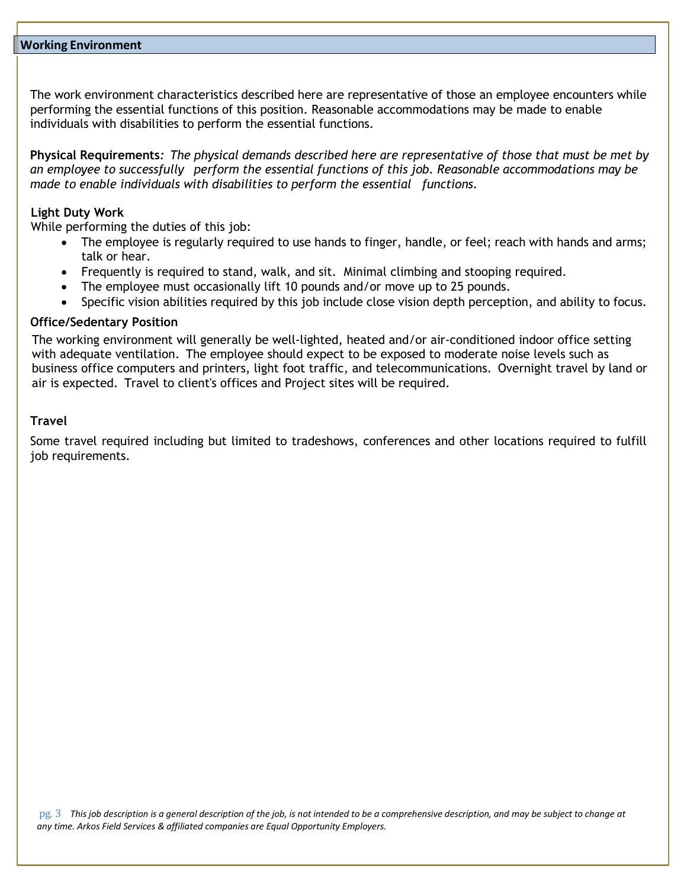## Working Environment

The work environment characteristics described here are representative of those an employee encounters while performing the essential functions of this position. Reasonable accommodations may be made to enable individuals with disabilities to perform the essential functions.

**Physical Requirements***: The physical demands described here are representative of those that must be met by an employee to successfully perform the essential functions of this job. Reasonable accommodations may be made to enable individuals with disabilities to perform the essential functions.*

### Light Duty Work

While performing the duties of this job:

- The employee is regularly required to use hands to finger, handle, or feel; reach with hands and arms; talk or hear.
- Frequently is required to stand, walk, and sit. Minimal climbing and stooping required.
- The employee must occasionally lift 10 pounds and/or move up to 25 pounds.
- Specific vision abilities required by this job include close vision depth perception, and ability to focus.

### Office/Sedentary Position

The working environment will generally be well-lighted, heated and/or air-conditioned indoor office setting with adequate ventilation. The employee should expect to be exposed to moderate noise levels such as business office computers and printers, light foot traffic, and telecommunications. Overnight travel by land or air is expected. Travel to client's offices and Project sites will be required.

### Travel

Some travel required including but limited to tradeshows, conferences and other locations required to fulfill job requirements.

*This job description is a general description of the job, is not intended to be a comprehensive description, and may be subject to change at any time. Arkos Field Services & affiliated companies are Equal Opportunity Employers.*